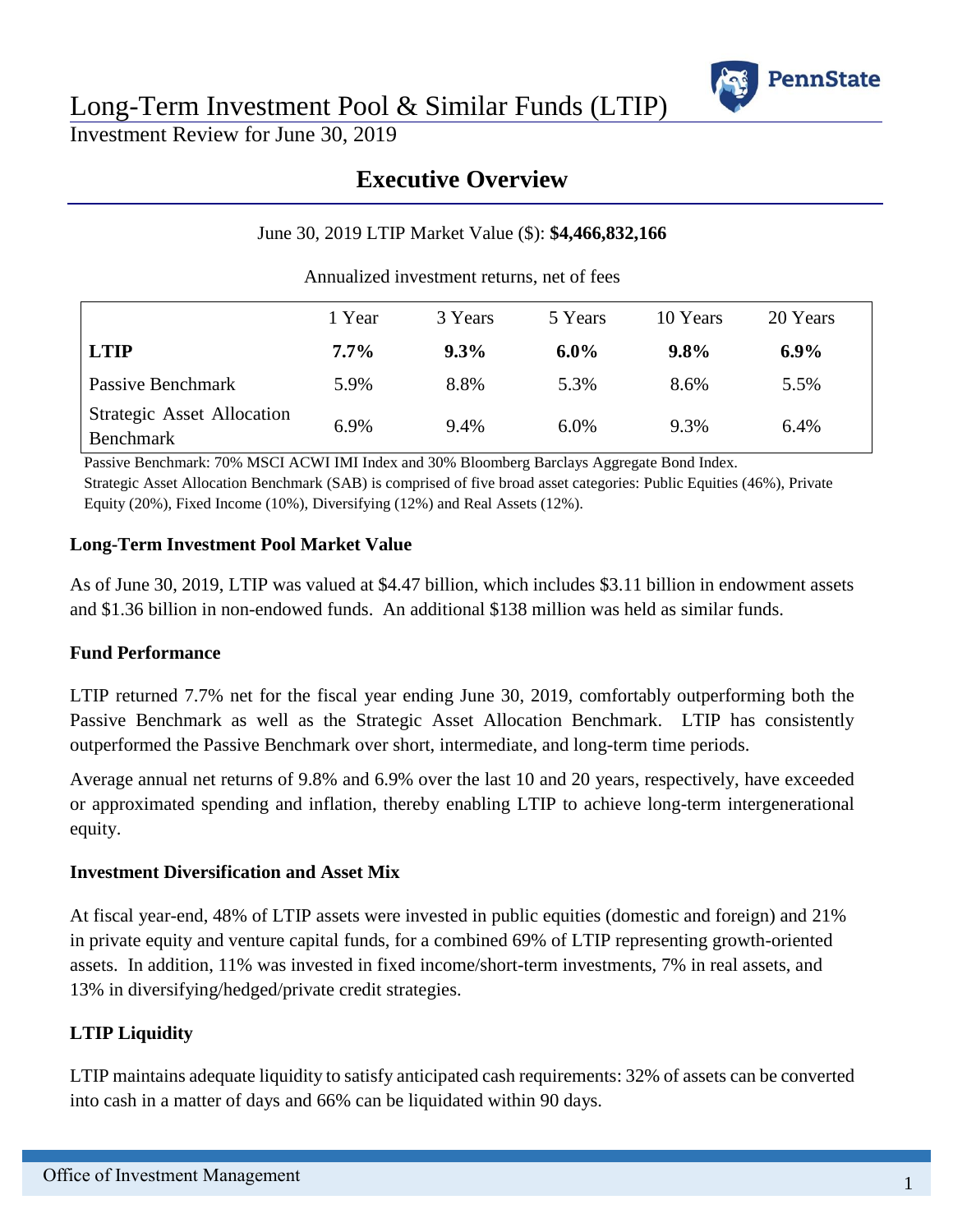# Long-Term Investment Pool & Similar Funds (LTIP)

Investment Review for June 30, 2019

## Executive Overview

June 30, 2019 LTIP Market Value ($): **$4,466,832,166**

Annualized investment returns, net of fees

| | 1 Year | 3 Years | 5 Years | 10 Years | 20 Years |
|---|---|---|---|---|---|
| **LTIP** | **7.7%** | **9.3%** | **6.0%** | **9.8%** | **6.9%** |
| Passive Benchmark | 5.9% | 8.8% | 5.3% | 8.6% | 5.5% |
| Strategic Asset Allocation Benchmark | 6.9% | 9.4% | 6.0% | 9.3% | 6.4% |

Passive Benchmark: 70% MSCI ACWI IMI Index and 30% Bloomberg Barclays Aggregate Bond Index.

Strategic Asset Allocation Benchmark (SAB) is comprised of five broad asset categories: Public Equities (46%), Private Equity (20%), Fixed Income (10%), Diversifying (12%) and Real Assets (12%).

### Long-Term Investment Pool Market Value

As of June 30, 2019, LTIP was valued at $4.47 billion, which includes $3.11 billion in endowment assets and $1.36 billion in non-endowed funds. An additional $138 million was held as similar funds.

### Fund Performance

LTIP returned 7.7% net for the fiscal year ending June 30, 2019, comfortably outperforming both the Passive Benchmark as well as the Strategic Asset Allocation Benchmark. LTIP has consistently outperformed the Passive Benchmark over short, intermediate, and long-term time periods.

Average annual net returns of 9.8% and 6.9% over the last 10 and 20 years, respectively, have exceeded or approximated spending and inflation, thereby enabling LTIP to achieve long-term intergenerational equity.

### Investment Diversification and Asset Mix

At fiscal year-end, 48% of LTIP assets were invested in public equities (domestic and foreign) and 21% in private equity and venture capital funds, for a combined 69% of LTIP representing growth-oriented assets. In addition, 11% was invested in fixed income/short-term investments, 7% in real assets, and 13% in diversifying/hedged/private credit strategies.

### LTIP Liquidity

LTIP maintains adequate liquidity to satisfy anticipated cash requirements: 32% of assets can be converted into cash in a matter of days and 66% can be liquidated within 90 days.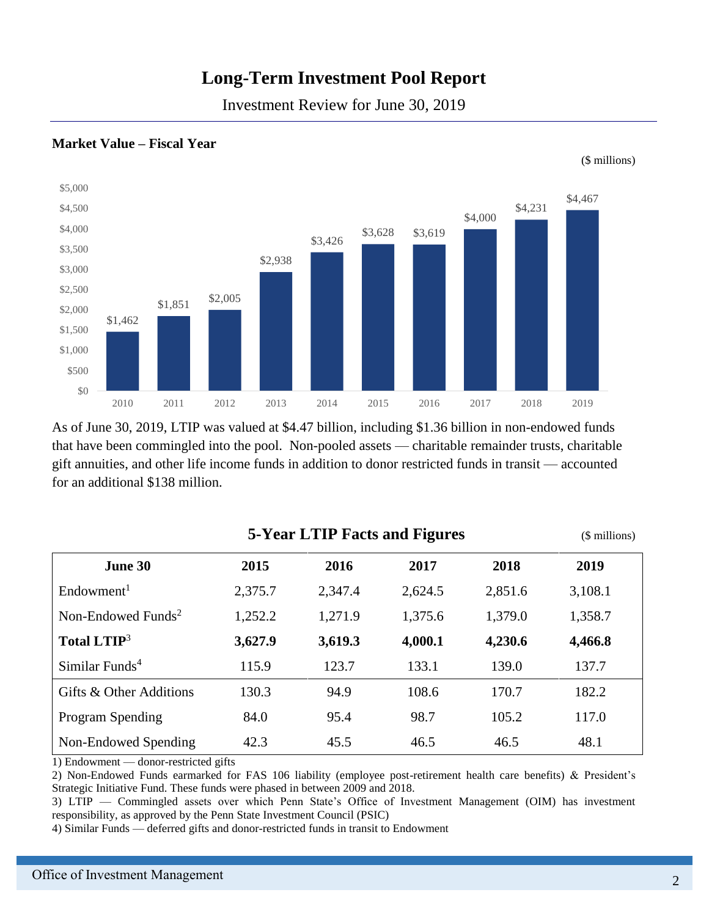# Long-Term Investment Pool Report

Investment Review for June 30, 2019

### Market Value – Fiscal Year

($ millions)

| Year | Market Value |
|---|---|
| 2010 | $1,462 |
| 2011 | $1,851 |
| 2012 | $2,005 |
| 2013 | $2,938 |
| 2014 | $3,426 |
| 2015 | $3,628 |
| 2016 | $3,619 |
| 2017 | $4,000 |
| 2018 | $4,231 |
| 2019 | $4,467 |

As of June 30, 2019, LTIP was valued at $4.47 billion, including $1.36 billion in non-endowed funds that have been commingled into the pool. Non-pooled assets — charitable remainder trusts, charitable gift annuities, and other life income funds in addition to donor restricted funds in transit — accounted for an additional $138 million.

### 5-Year LTIP Facts and Figures

($ millions)

| June 30 | 2015 | 2016 | 2017 | 2018 | 2019 |
|---|---|---|---|---|---|
| Endowment[1] | 2,375.7 | 2,347.4 | 2,624.5 | 2,851.6 | 3,108.1 |
| Non-Endowed Funds[2] | 1,252.2 | 1,271.9 | 1,375.6 | 1,379.0 | 1,358.7 |
| **Total LTIP[3]** | **3,627.9** | **3,619.3** | **4,000.1** | **4,230.6** | **4,466.8** |
| Similar Funds[4] | 115.9 | 123.7 | 133.1 | 139.0 | 137.7 |
| Gifts & Other Additions | 130.3 | 94.9 | 108.6 | 170.7 | 182.2 |
| Program Spending | 84.0 | 95.4 | 98.7 | 105.2 | 117.0 |
| Non-Endowed Spending | 42.3 | 45.5 | 46.5 | 46.5 | 48.1 |

1) Endowment — donor-restricted gifts
2) Non-Endowed Funds earmarked for FAS 106 liability (employee post-retirement health care benefits) & President's Strategic Initiative Fund. These funds were phased in between 2009 and 2018.
3) LTIP — Commingled assets over which Penn State's Office of Investment Management (OIM) has investment responsibility, as approved by the Penn State Investment Council (PSIC)
4) Similar Funds — deferred gifts and donor-restricted funds in transit to Endowment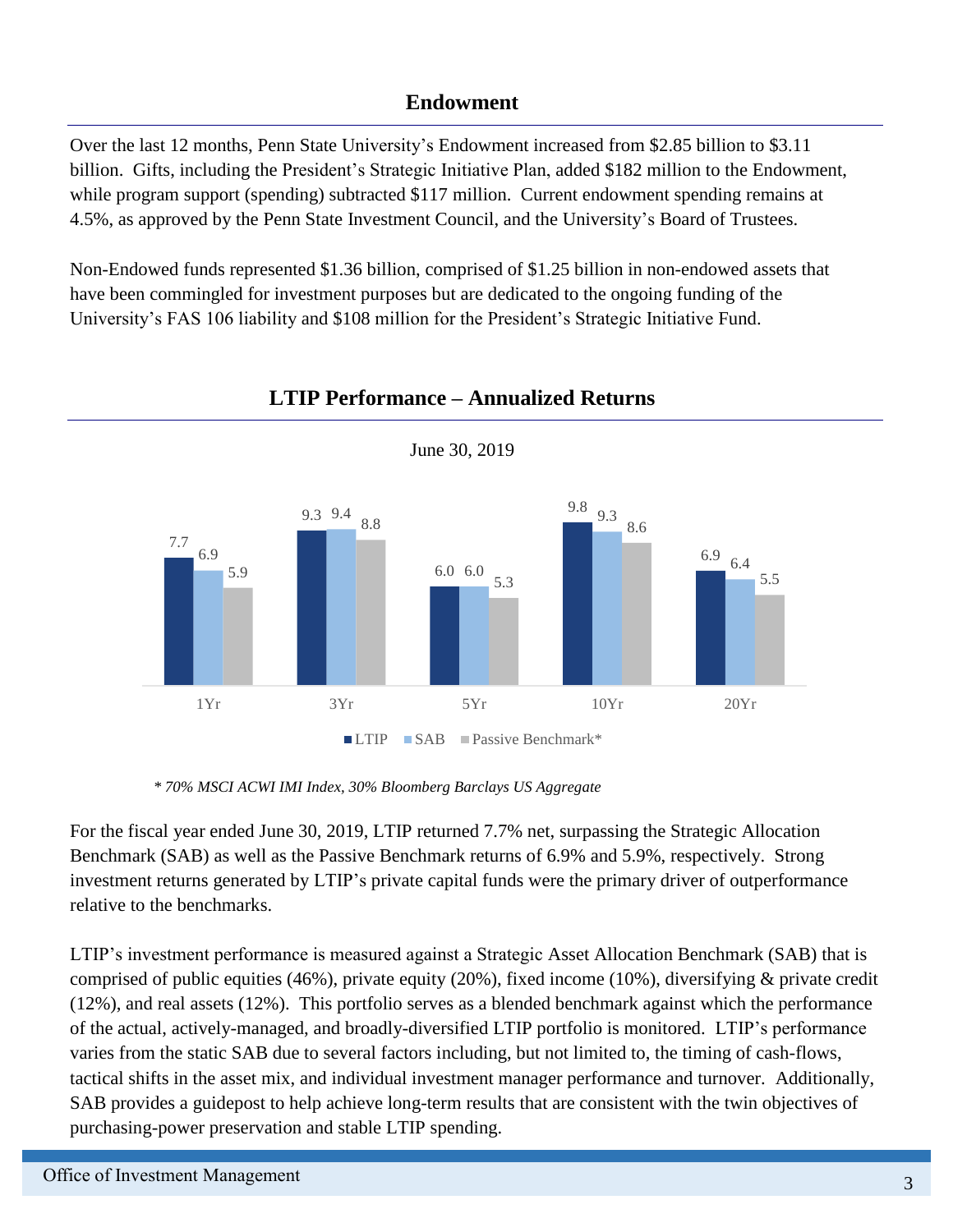## Endowment

Over the last 12 months, Penn State University's Endowment increased from $2.85 billion to $3.11 billion. Gifts, including the President's Strategic Initiative Plan, added $182 million to the Endowment, while program support (spending) subtracted $117 million. Current endowment spending remains at 4.5%, as approved by the Penn State Investment Council, and the University's Board of Trustees.

Non-Endowed funds represented $1.36 billion, comprised of $1.25 billion in non-endowed assets that have been commingled for investment purposes but are dedicated to the ongoing funding of the University's FAS 106 liability and $108 million for the President's Strategic Initiative Fund.

## LTIP Performance – Annualized Returns

June 30, 2019

| | 1Yr | 3Yr | 5Yr | 10Yr | 20Yr |
|---|---|---|---|---|---|
| LTIP | 7.7 | 9.3 | 6.0 | 9.8 | 6.9 |
| SAB | 6.9 | 9.4 | 6.0 | 9.3 | 6.4 |
| Passive Benchmark* | 5.9 | 8.8 | 5.3 | 8.6 | 5.5 |

*\* 70% MSCI ACWI IMI Index, 30% Bloomberg Barclays US Aggregate*

For the fiscal year ended June 30, 2019, LTIP returned 7.7% net, surpassing the Strategic Allocation Benchmark (SAB) as well as the Passive Benchmark returns of 6.9% and 5.9%, respectively. Strong investment returns generated by LTIP's private capital funds were the primary driver of outperformance relative to the benchmarks.

LTIP's investment performance is measured against a Strategic Asset Allocation Benchmark (SAB) that is comprised of public equities (46%), private equity (20%), fixed income (10%), diversifying & private credit (12%), and real assets (12%). This portfolio serves as a blended benchmark against which the performance of the actual, actively-managed, and broadly-diversified LTIP portfolio is monitored. LTIP's performance varies from the static SAB due to several factors including, but not limited to, the timing of cash-flows, tactical shifts in the asset mix, and individual investment manager performance and turnover. Additionally, SAB provides a guidepost to help achieve long-term results that are consistent with the twin objectives of purchasing-power preservation and stable LTIP spending.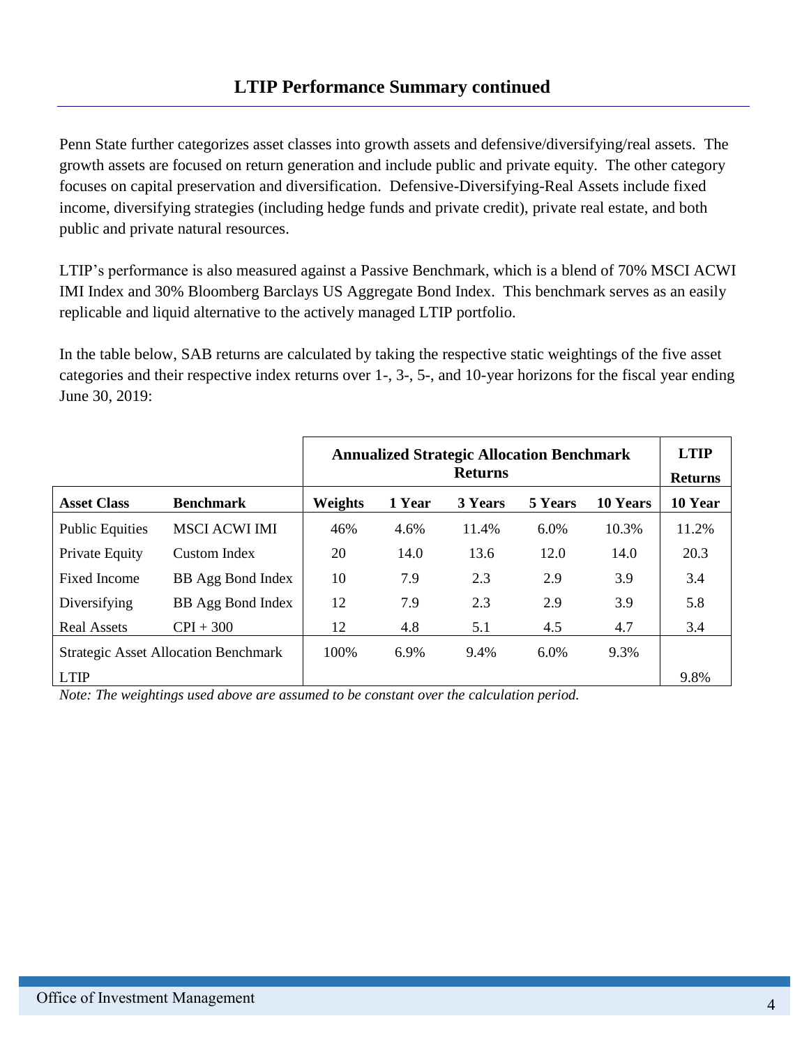## LTIP Performance Summary continued

Penn State further categorizes asset classes into growth assets and defensive/diversifying/real assets. The growth assets are focused on return generation and include public and private equity. The other category focuses on capital preservation and diversification. Defensive-Diversifying-Real Assets include fixed income, diversifying strategies (including hedge funds and private credit), private real estate, and both public and private natural resources.

LTIP's performance is also measured against a Passive Benchmark, which is a blend of 70% MSCI ACWI IMI Index and 30% Bloomberg Barclays US Aggregate Bond Index. This benchmark serves as an easily replicable and liquid alternative to the actively managed LTIP portfolio.

In the table below, SAB returns are calculated by taking the respective static weightings of the five asset categories and their respective index returns over 1-, 3-, 5-, and 10-year horizons for the fiscal year ending June 30, 2019:

| | | **Annualized Strategic Allocation Benchmark Returns** | | | | | **LTIP Returns** |
|---|---|---|---|---|---|---|---|
| **Asset Class** | **Benchmark** | **Weights** | **1 Year** | **3 Years** | **5 Years** | **10 Years** | **10 Year** |
| Public Equities | MSCI ACWI IMI | 46% | 4.6% | 11.4% | 6.0% | 10.3% | 11.2% |
| Private Equity | Custom Index | 20 | 14.0 | 13.6 | 12.0 | 14.0 | 20.3 |
| Fixed Income | BB Agg Bond Index | 10 | 7.9 | 2.3 | 2.9 | 3.9 | 3.4 |
| Diversifying | BB Agg Bond Index | 12 | 7.9 | 2.3 | 2.9 | 3.9 | 5.8 |
| Real Assets | CPI + 300 | 12 | 4.8 | 5.1 | 4.5 | 4.7 | 3.4 |
| Strategic Asset Allocation Benchmark | | 100% | 6.9% | 9.4% | 6.0% | 9.3% | |
| LTIP | | | | | | | 9.8% |

*Note: The weightings used above are assumed to be constant over the calculation period.*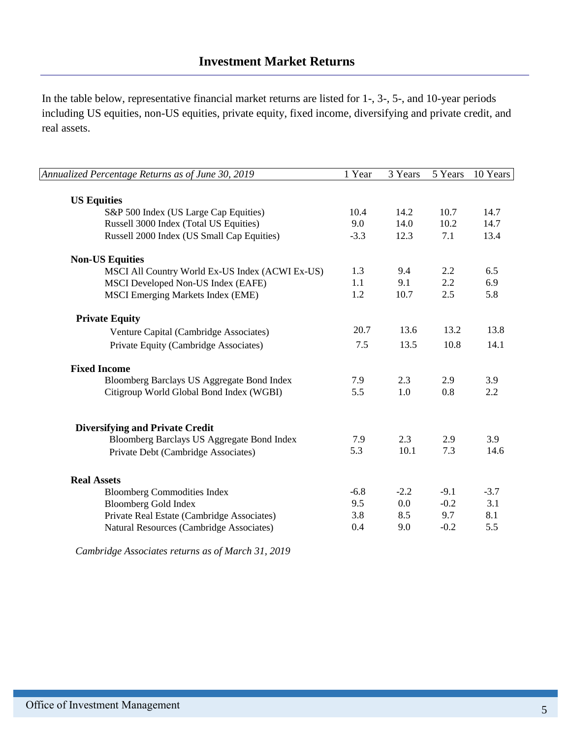# Investment Market Returns

In the table below, representative financial market returns are listed for 1-, 3-, 5-, and 10-year periods including US equities, non-US equities, private equity, fixed income, diversifying and private credit, and real assets.

| *Annualized Percentage Returns as of June 30, 2019* | 1 Year | 3 Years | 5 Years | 10 Years |
|---|---|---|---|---|
| **US Equities** | | | | |
| S&P 500 Index (US Large Cap Equities) | 10.4 | 14.2 | 10.7 | 14.7 |
| Russell 3000 Index (Total US Equities) | 9.0 | 14.0 | 10.2 | 14.7 |
| Russell 2000 Index (US Small Cap Equities) | -3.3 | 12.3 | 7.1 | 13.4 |
| **Non-US Equities** | | | | |
| MSCI All Country World Ex-US Index (ACWI Ex-US) | 1.3 | 9.4 | 2.2 | 6.5 |
| MSCI Developed Non-US Index (EAFE) | 1.1 | 9.1 | 2.2 | 6.9 |
| MSCI Emerging Markets Index (EME) | 1.2 | 10.7 | 2.5 | 5.8 |
| **Private Equity** | | | | |
| Venture Capital (Cambridge Associates) | 20.7 | 13.6 | 13.2 | 13.8 |
| Private Equity (Cambridge Associates) | 7.5 | 13.5 | 10.8 | 14.1 |
| **Fixed Income** | | | | |
| Bloomberg Barclays US Aggregate Bond Index | 7.9 | 2.3 | 2.9 | 3.9 |
| Citigroup World Global Bond Index (WGBI) | 5.5 | 1.0 | 0.8 | 2.2 |
| **Diversifying and Private Credit** | | | | |
| Bloomberg Barclays US Aggregate Bond Index | 7.9 | 2.3 | 2.9 | 3.9 |
| Private Debt (Cambridge Associates) | 5.3 | 10.1 | 7.3 | 14.6 |
| **Real Assets** | | | | |
| Bloomberg Commodities Index | -6.8 | -2.2 | -9.1 | -3.7 |
| Bloomberg Gold Index | 9.5 | 0.0 | -0.2 | 3.1 |
| Private Real Estate (Cambridge Associates) | 3.8 | 8.5 | 9.7 | 8.1 |
| Natural Resources (Cambridge Associates) | 0.4 | 9.0 | -0.2 | 5.5 |

*Cambridge Associates returns as of March 31, 2019*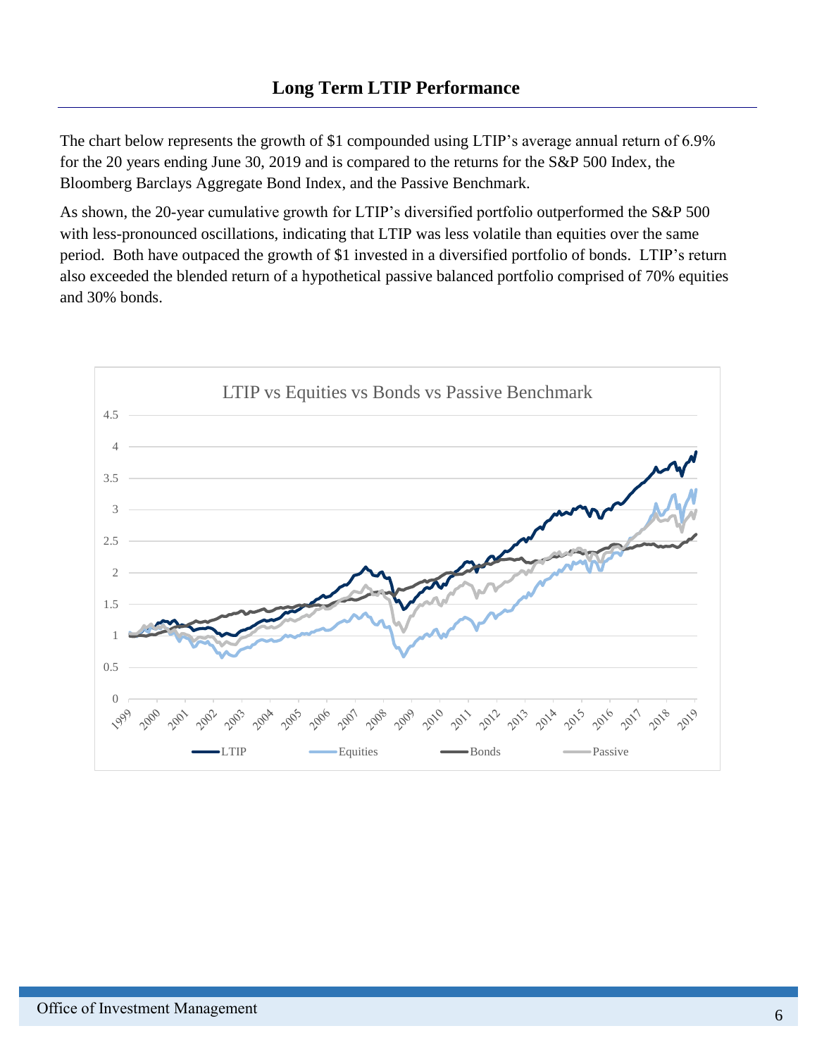## Long Term LTIP Performance

The chart below represents the growth of $1 compounded using LTIP's average annual return of 6.9% for the 20 years ending June 30, 2019 and is compared to the returns for the S&P 500 Index, the Bloomberg Barclays Aggregate Bond Index, and the Passive Benchmark.

As shown, the 20-year cumulative growth for LTIP's diversified portfolio outperformed the S&P 500 with less-pronounced oscillations, indicating that LTIP was less volatile than equities over the same period. Both have outpaced the growth of $1 invested in a diversified portfolio of bonds. LTIP's return also exceeded the blended return of a hypothetical passive balanced portfolio comprised of 70% equities and 30% bonds.

LTIP vs Equities vs Bonds vs Passive Benchmark

Y-axis: 0 to 4.5. X-axis: 1999 to 2019. Series: LTIP, Equities, Bonds, Passive.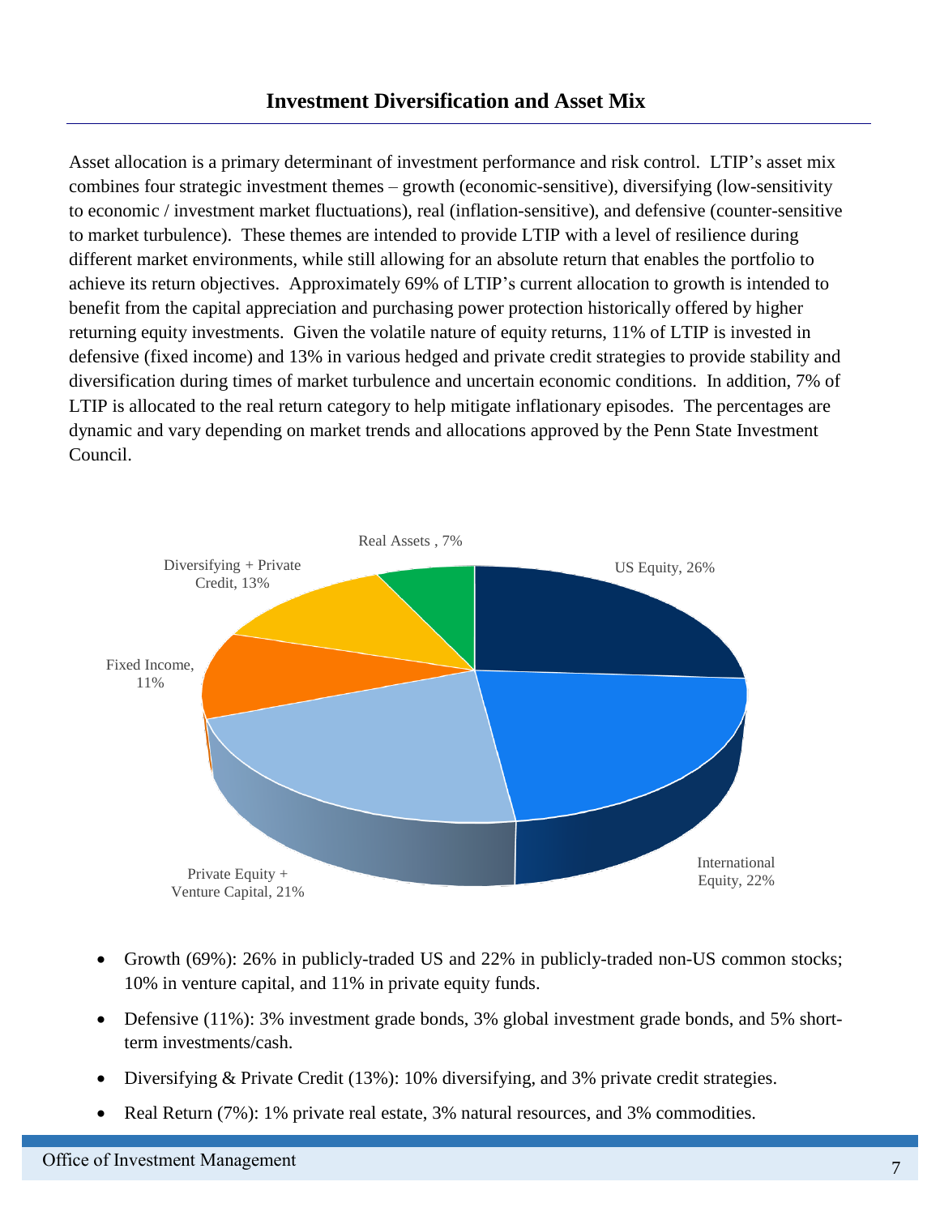## Investment Diversification and Asset Mix

Asset allocation is a primary determinant of investment performance and risk control. LTIP's asset mix combines four strategic investment themes – growth (economic-sensitive), diversifying (low-sensitivity to economic / investment market fluctuations), real (inflation-sensitive), and defensive (counter-sensitive to market turbulence). These themes are intended to provide LTIP with a level of resilience during different market environments, while still allowing for an absolute return that enables the portfolio to achieve its return objectives. Approximately 69% of LTIP's current allocation to growth is intended to benefit from the capital appreciation and purchasing power protection historically offered by higher returning equity investments. Given the volatile nature of equity returns, 11% of LTIP is invested in defensive (fixed income) and 13% in various hedged and private credit strategies to provide stability and diversification during times of market turbulence and uncertain economic conditions. In addition, 7% of LTIP is allocated to the real return category to help mitigate inflationary episodes. The percentages are dynamic and vary depending on market trends and allocations approved by the Penn State Investment Council.

Real Assets , 7%

Diversifying + Private Credit, 13%

US Equity, 26%

Fixed Income, 11%

International Equity, 22%

Private Equity + Venture Capital, 21%

- Growth (69%): 26% in publicly-traded US and 22% in publicly-traded non-US common stocks; 10% in venture capital, and 11% in private equity funds.
- Defensive (11%): 3% investment grade bonds, 3% global investment grade bonds, and 5% short-term investments/cash.
- Diversifying & Private Credit (13%): 10% diversifying, and 3% private credit strategies.
- Real Return (7%): 1% private real estate, 3% natural resources, and 3% commodities.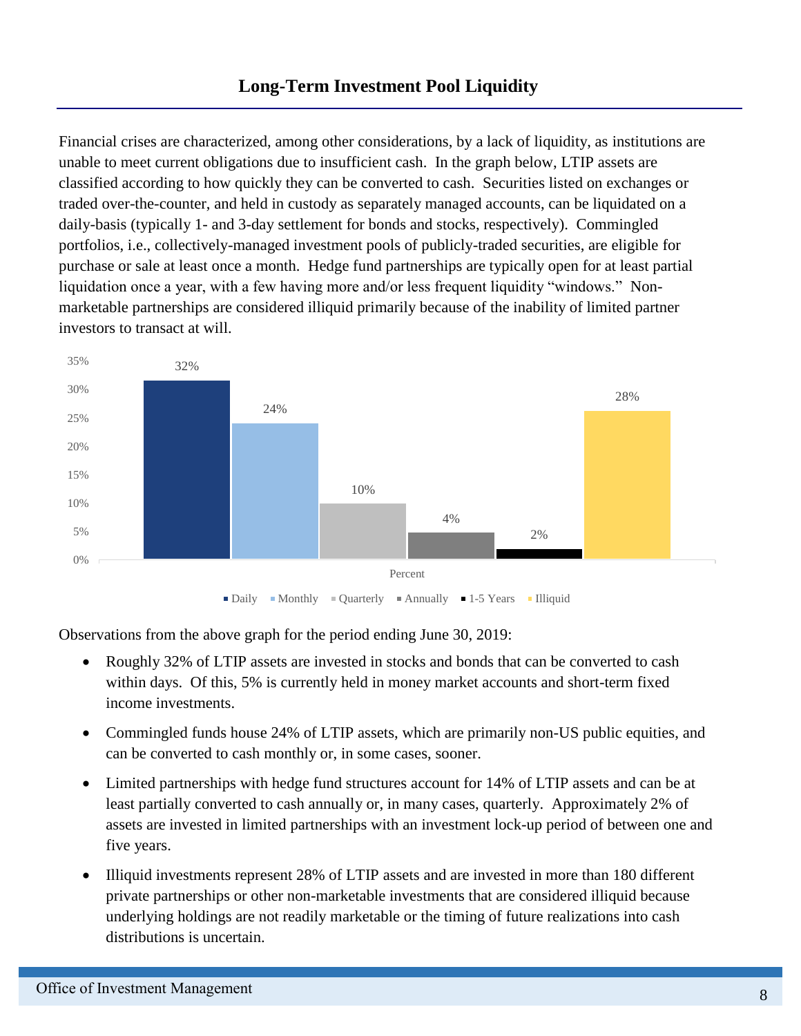## Long-Term Investment Pool Liquidity

Financial crises are characterized, among other considerations, by a lack of liquidity, as institutions are unable to meet current obligations due to insufficient cash. In the graph below, LTIP assets are classified according to how quickly they can be converted to cash. Securities listed on exchanges or traded over-the-counter, and held in custody as separately managed accounts, can be liquidated on a daily-basis (typically 1- and 3-day settlement for bonds and stocks, respectively). Commingled portfolios, i.e., collectively-managed investment pools of publicly-traded securities, are eligible for purchase or sale at least once a month. Hedge fund partnerships are typically open for at least partial liquidation once a year, with a few having more and/or less frequent liquidity "windows." Non-marketable partnerships are considered illiquid primarily because of the inability of limited partner investors to transact at will.

35%
30%
25%
20%
15%
10%
5%
0%

32%
24%
10%
4%
2%
28%

Percent

Daily · Monthly · Quarterly · Annually · 1-5 Years · Illiquid

Observations from the above graph for the period ending June 30, 2019:

- Roughly 32% of LTIP assets are invested in stocks and bonds that can be converted to cash within days. Of this, 5% is currently held in money market accounts and short-term fixed income investments.
- Commingled funds house 24% of LTIP assets, which are primarily non-US public equities, and can be converted to cash monthly or, in some cases, sooner.
- Limited partnerships with hedge fund structures account for 14% of LTIP assets and can be at least partially converted to cash annually or, in many cases, quarterly. Approximately 2% of assets are invested in limited partnerships with an investment lock-up period of between one and five years.
- Illiquid investments represent 28% of LTIP assets and are invested in more than 180 different private partnerships or other non-marketable investments that are considered illiquid because underlying holdings are not readily marketable or the timing of future realizations into cash distributions is uncertain.